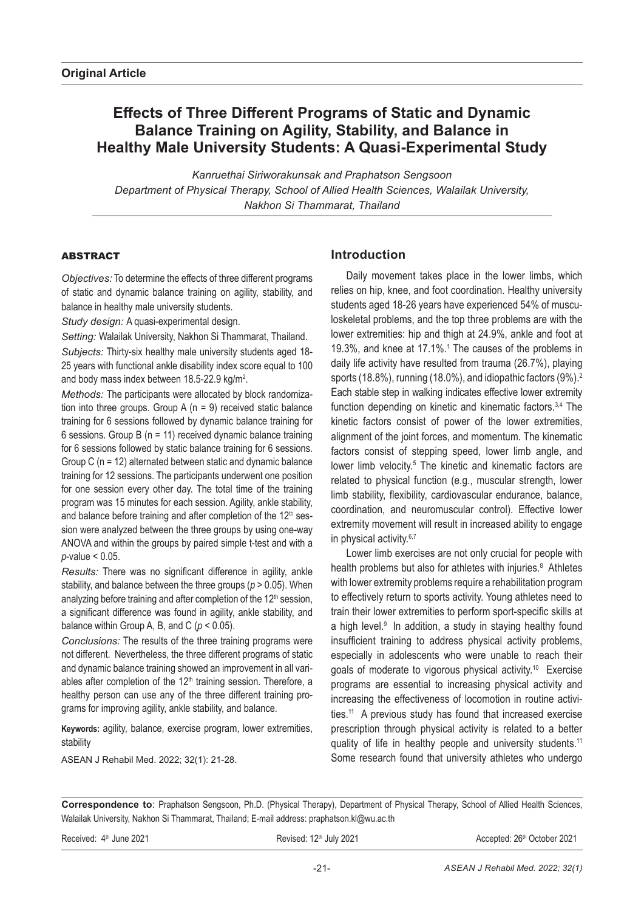**Original Article**

# Effects of Three Different Programs of Static and Dynamic Balance Training on Agility, Stability, and Balance in Healthy Male University Students: A Quasi-Experimental Study

*Kanruethai Siriworakunsak and Praphatson Sengsoon*
*Department of Physical Therapy, School of Allied Health Sciences, Walailak University, Nakhon Si Thammarat, Thailand*

## ABSTRACT

*Objectives:* To determine the effects of three different programs of static and dynamic balance training on agility, stability, and balance in healthy male university students.

*Study design:* A quasi-experimental design.

*Setting:* Walailak University, Nakhon Si Thammarat, Thailand.

*Subjects:* Thirty-six healthy male university students aged 18-25 years with functional ankle disability index score equal to 100 and body mass index between 18.5-22.9 kg/m$^2$.

*Methods:* The participants were allocated by block randomization into three groups. Group A (n = 9) received static balance training for 6 sessions followed by dynamic balance training for 6 sessions. Group B (n = 11) received dynamic balance training for 6 sessions followed by static balance training for 6 sessions. Group C (n = 12) alternated between static and dynamic balance training for 12 sessions. The participants underwent one position for one session every other day. The total time of the training program was 15 minutes for each session. Agility, ankle stability, and balance before training and after completion of the 12$^{th}$ session were analyzed between the three groups by using one-way ANOVA and within the groups by paired simple t-test and with a *p*-value < 0.05.

*Results:* There was no significant difference in agility, ankle stability, and balance between the three groups ($p > 0.05$). When analyzing before training and after completion of the 12$^{th}$ session, a significant difference was found in agility, ankle stability, and balance within Group A, B, and C ($p < 0.05$).

*Conclusions:* The results of the three training programs were not different. Nevertheless, the three different programs of static and dynamic balance training showed an improvement in all variables after completion of the 12$^{th}$ training session. Therefore, a healthy person can use any of the three different training programs for improving agility, ankle stability, and balance.

**Keywords:** agility, balance, exercise program, lower extremities, stability

ASEAN J Rehabil Med. 2022; 32(1): 21-28.

## Introduction

Daily movement takes place in the lower limbs, which relies on hip, knee, and foot coordination. Healthy university students aged 18-26 years have experienced 54% of musculoskeletal problems, and the top three problems are with the lower extremities: hip and thigh at 24.9%, ankle and foot at 19.3%, and knee at 17.1%.[1] The causes of the problems in daily life activity have resulted from trauma (26.7%), playing sports (18.8%), running (18.0%), and idiopathic factors (9%).[2] Each stable step in walking indicates effective lower extremity function depending on kinetic and kinematic factors.[3,4] The kinetic factors consist of power of the lower extremities, alignment of the joint forces, and momentum. The kinematic factors consist of stepping speed, lower limb angle, and lower limb velocity.[5] The kinetic and kinematic factors are related to physical function (e.g., muscular strength, lower limb stability, flexibility, cardiovascular endurance, balance, coordination, and neuromuscular control). Effective lower extremity movement will result in increased ability to engage in physical activity.[6,7]

Lower limb exercises are not only crucial for people with health problems but also for athletes with injuries.[8] Athletes with lower extremity problems require a rehabilitation program to effectively return to sports activity. Young athletes need to train their lower extremities to perform sport-specific skills at a high level.[9] In addition, a study in staying healthy found insufficient training to address physical activity problems, especially in adolescents who were unable to reach their goals of moderate to vigorous physical activity.[10] Exercise programs are essential to increasing physical activity and increasing the effectiveness of locomotion in routine activities.[11] A previous study has found that increased exercise prescription through physical activity is related to a better quality of life in healthy people and university students.[11] Some research found that university athletes who undergo

**Correspondence to**: Praphatson Sengsoon, Ph.D. (Physical Therapy), Department of Physical Therapy, School of Allied Health Sciences, Walailak University, Nakhon Si Thammarat, Thailand; E-mail address: praphatson.kl@wu.ac.th

Received: 4$^{th}$ June 2021 Revised: 12$^{th}$ July 2021 Accepted: 26$^{th}$ October 2021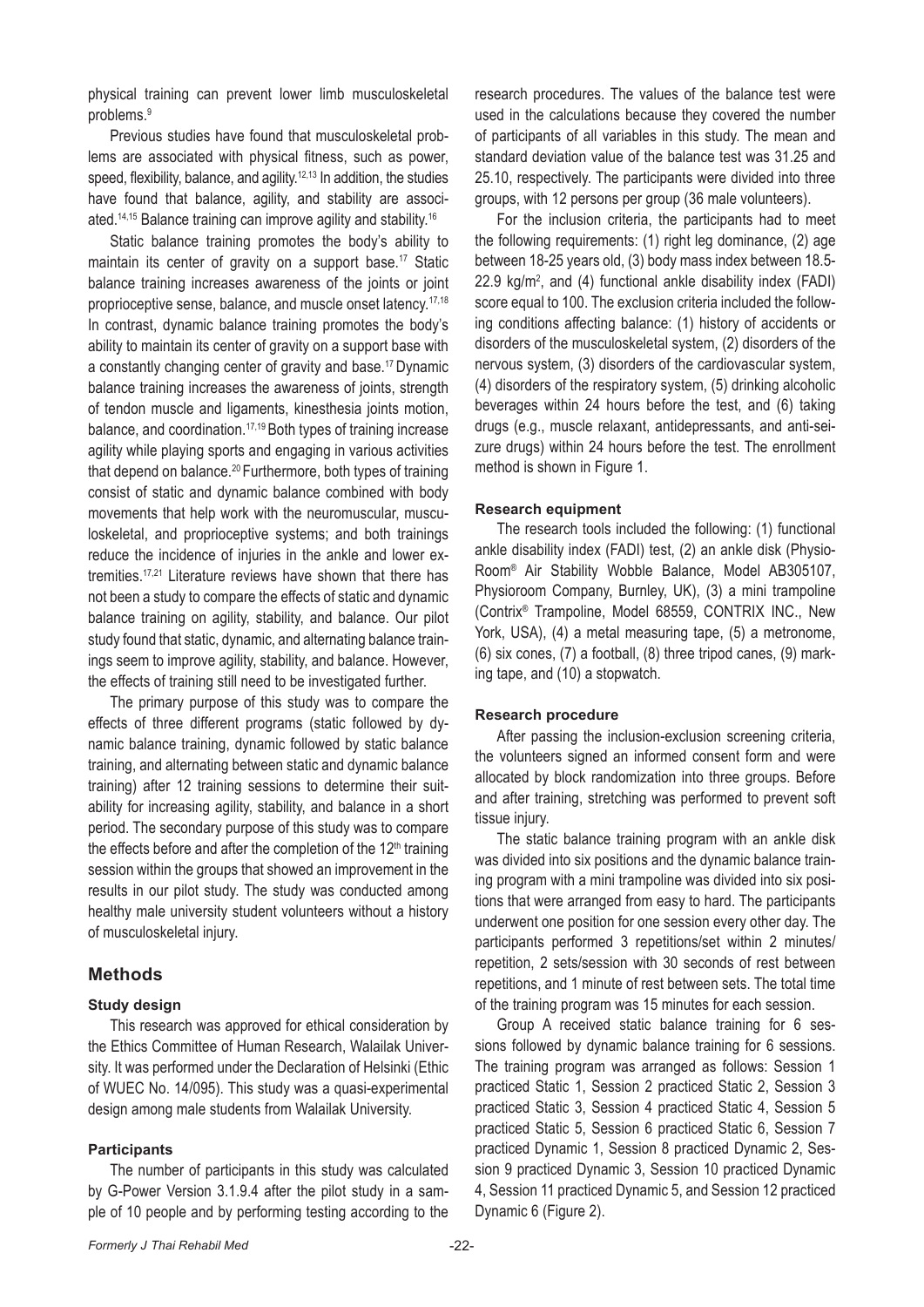physical training can prevent lower limb musculoskeletal problems.[9]

Previous studies have found that musculoskeletal problems are associated with physical fitness, such as power, speed, flexibility, balance, and agility.[12,13] In addition, the studies have found that balance, agility, and stability are associated.[14,15] Balance training can improve agility and stability.[16]

Static balance training promotes the body's ability to maintain its center of gravity on a support base.[17] Static balance training increases awareness of the joints or joint proprioceptive sense, balance, and muscle onset latency.[17,18] In contrast, dynamic balance training promotes the body's ability to maintain its center of gravity on a support base with a constantly changing center of gravity and base.[17] Dynamic balance training increases the awareness of joints, strength of tendon muscle and ligaments, kinesthesia joints motion, balance, and coordination.[17,19] Both types of training increase agility while playing sports and engaging in various activities that depend on balance.[20] Furthermore, both types of training consist of static and dynamic balance combined with body movements that help work with the neuromuscular, musculoskeletal, and proprioceptive systems; and both trainings reduce the incidence of injuries in the ankle and lower extremities.[17,21] Literature reviews have shown that there has not been a study to compare the effects of static and dynamic balance training on agility, stability, and balance. Our pilot study found that static, dynamic, and alternating balance trainings seem to improve agility, stability, and balance. However, the effects of training still need to be investigated further.

The primary purpose of this study was to compare the effects of three different programs (static followed by dynamic balance training, dynamic followed by static balance training, and alternating between static and dynamic balance training) after 12 training sessions to determine their suitability for increasing agility, stability, and balance in a short period. The secondary purpose of this study was to compare the effects before and after the completion of the 12th training session within the groups that showed an improvement in the results in our pilot study. The study was conducted among healthy male university student volunteers without a history of musculoskeletal injury.

## Methods

### Study design

This research was approved for ethical consideration by the Ethics Committee of Human Research, Walailak University. It was performed under the Declaration of Helsinki (Ethic of WUEC No. 14/095). This study was a quasi-experimental design among male students from Walailak University.

### Participants

The number of participants in this study was calculated by G-Power Version 3.1.9.4 after the pilot study in a sample of 10 people and by performing testing according to the research procedures. The values of the balance test were used in the calculations because they covered the number of participants of all variables in this study. The mean and standard deviation value of the balance test was 31.25 and 25.10, respectively. The participants were divided into three groups, with 12 persons per group (36 male volunteers).

For the inclusion criteria, the participants had to meet the following requirements: (1) right leg dominance, (2) age between 18-25 years old, (3) body mass index between 18.5-22.9 kg/m$^2$, and (4) functional ankle disability index (FADI) score equal to 100. The exclusion criteria included the following conditions affecting balance: (1) history of accidents or disorders of the musculoskeletal system, (2) disorders of the nervous system, (3) disorders of the cardiovascular system, (4) disorders of the respiratory system, (5) drinking alcoholic beverages within 24 hours before the test, and (6) taking drugs (e.g., muscle relaxant, antidepressants, and anti-seizure drugs) within 24 hours before the test. The enrollment method is shown in Figure 1.

### Research equipment

The research tools included the following: (1) functional ankle disability index (FADI) test, (2) an ankle disk (PhysioRoom® Air Stability Wobble Balance, Model AB305107, Physioroom Company, Burnley, UK), (3) a mini trampoline (Contrix® Trampoline, Model 68559, CONTRIX INC., New York, USA), (4) a metal measuring tape, (5) a metronome, (6) six cones, (7) a football, (8) three tripod canes, (9) marking tape, and (10) a stopwatch.

### Research procedure

After passing the inclusion-exclusion screening criteria, the volunteers signed an informed consent form and were allocated by block randomization into three groups. Before and after training, stretching was performed to prevent soft tissue injury.

The static balance training program with an ankle disk was divided into six positions and the dynamic balance training program with a mini trampoline was divided into six positions that were arranged from easy to hard. The participants underwent one position for one session every other day. The participants performed 3 repetitions/set within 2 minutes/repetition, 2 sets/session with 30 seconds of rest between repetitions, and 1 minute of rest between sets. The total time of the training program was 15 minutes for each session.

Group A received static balance training for 6 sessions followed by dynamic balance training for 6 sessions. The training program was arranged as follows: Session 1 practiced Static 1, Session 2 practiced Static 2, Session 3 practiced Static 3, Session 4 practiced Static 4, Session 5 practiced Static 5, Session 6 practiced Static 6, Session 7 practiced Dynamic 1, Session 8 practiced Dynamic 2, Session 9 practiced Dynamic 3, Session 10 practiced Dynamic 4, Session 11 practiced Dynamic 5, and Session 12 practiced Dynamic 6 (Figure 2).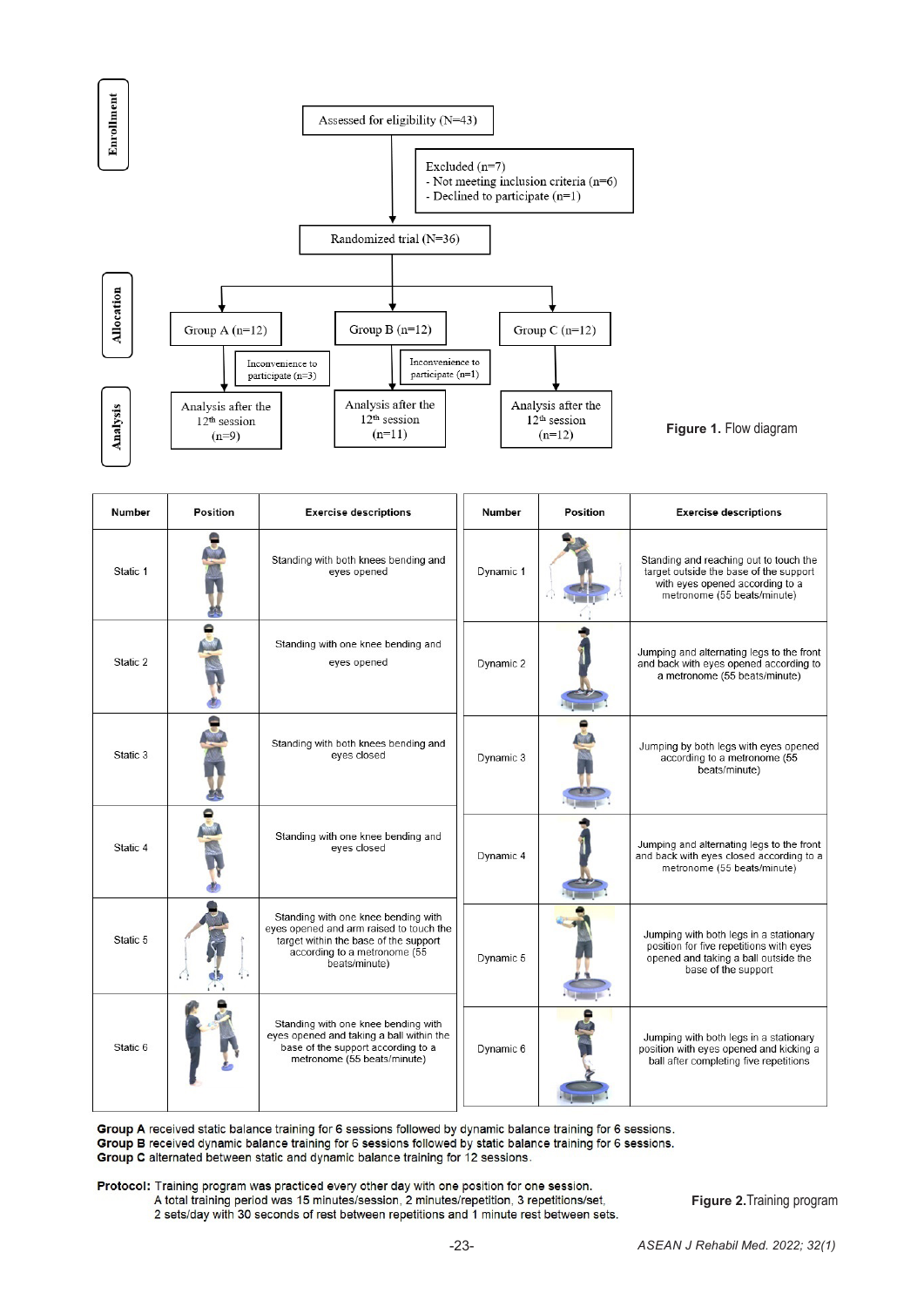**Enrollment**

Assessed for eligibility (N=43)

Excluded (n=7)
- Not meeting inclusion criteria (n=6)
- Declined to participate (n=1)

Randomized trial (N=36)

**Allocation**

Group A (n=12) | Group B (n=12) | Group C (n=12)

Inconvenience to participate (n=3) | Inconvenience to participate (n=1)

**Analysis**

Analysis after the 12th session (n=9) | Analysis after the 12th session (n=11) | Analysis after the 12th session (n=12)

**Figure 1.** Flow diagram

| Number | Position | Exercise descriptions | Number | Position | Exercise descriptions |
|---|---|---|---|---|---|
| Static 1 | | Standing with both knees bending and eyes opened | Dynamic 1 | | Standing and reaching out to touch the target outside the base of the support with eyes opened according to a metronome (55 beats/minute) |
| Static 2 | | Standing with one knee bending and eyes opened | Dynamic 2 | | Jumping and alternating legs to the front and back with eyes opened according to a metronome (55 beats/minute) |
| Static 3 | | Standing with both knees bending and eyes closed | Dynamic 3 | | Jumping by both legs with eyes opened according to a metronome (55 beats/minute) |
| Static 4 | | Standing with one knee bending and eyes closed | Dynamic 4 | | Jumping and alternating legs to the front and back with eyes closed according to a metronome (55 beats/minute) |
| Static 5 | | Standing with one knee bending with eyes opened and arm raised to touch the target within the base of the support according to a metronome (55 beats/minute) | Dynamic 5 | | Jumping with both legs in a stationary position for five repetitions with eyes opened and taking a ball outside the base of the support |
| Static 6 | | Standing with one knee bending with eyes opened and taking a ball within the base of the support according to a metronome (55 beats/minute) | Dynamic 6 | | Jumping with both legs in a stationary position with eyes opened and kicking a ball after completing five repetitions |

**Group A** received static balance training for 6 sessions followed by dynamic balance training for 6 sessions.
**Group B** received dynamic balance training for 6 sessions followed by static balance training for 6 sessions.
**Group C** alternated between static and dynamic balance training for 12 sessions.

**Protocol:** Training program was practiced every other day with one position for one session.
A total training period was 15 minutes/session, 2 minutes/repetition, 3 repetitions/set,
2 sets/day with 30 seconds of rest between repetitions and 1 minute rest between sets.

**Figure 2.** Training program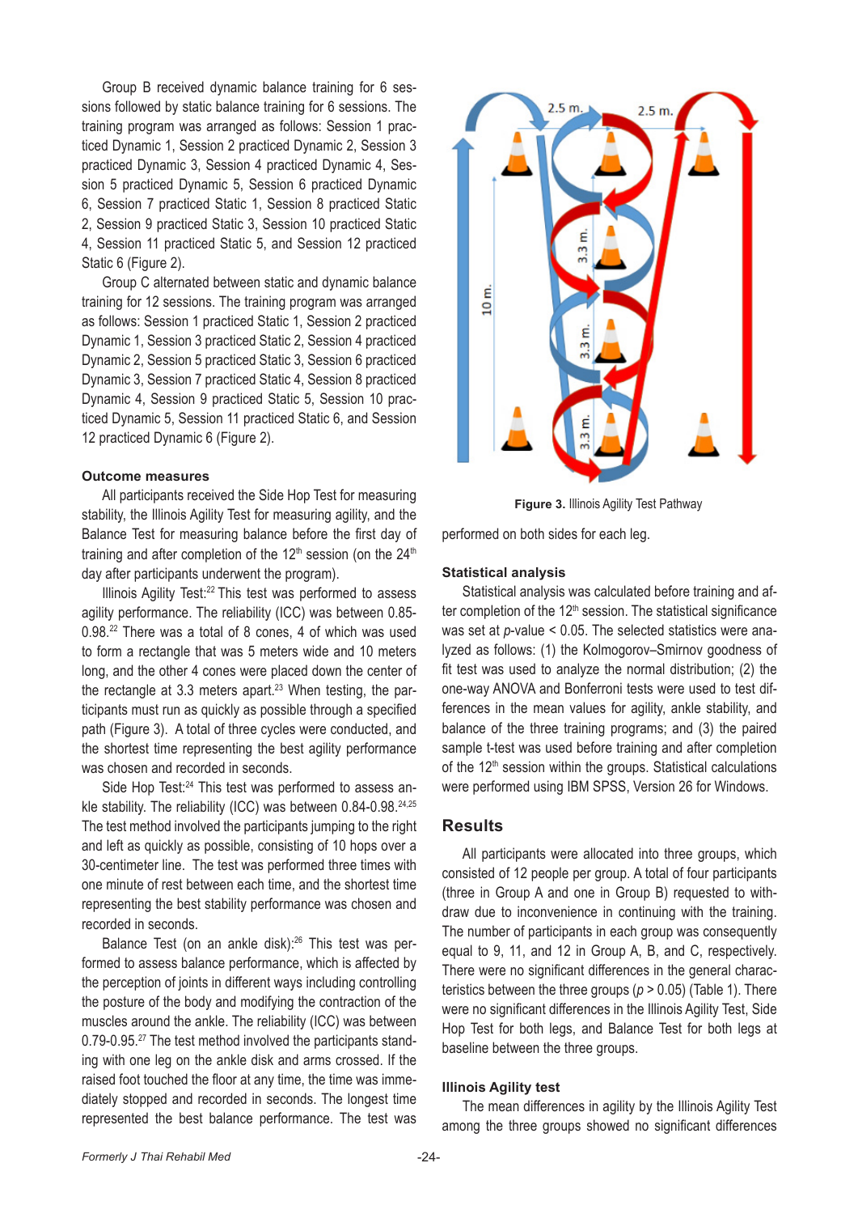Group B received dynamic balance training for 6 sessions followed by static balance training for 6 sessions. The training program was arranged as follows: Session 1 practiced Dynamic 1, Session 2 practiced Dynamic 2, Session 3 practiced Dynamic 3, Session 4 practiced Dynamic 4, Session 5 practiced Dynamic 5, Session 6 practiced Dynamic 6, Session 7 practiced Static 1, Session 8 practiced Static 2, Session 9 practiced Static 3, Session 10 practiced Static 4, Session 11 practiced Static 5, and Session 12 practiced Static 6 (Figure 2).

Group C alternated between static and dynamic balance training for 12 sessions. The training program was arranged as follows: Session 1 practiced Static 1, Session 2 practiced Dynamic 1, Session 3 practiced Static 2, Session 4 practiced Dynamic 2, Session 5 practiced Static 3, Session 6 practiced Dynamic 3, Session 7 practiced Static 4, Session 8 practiced Dynamic 4, Session 9 practiced Static 5, Session 10 practiced Dynamic 5, Session 11 practiced Static 6, and Session 12 practiced Dynamic 6 (Figure 2).

### Outcome measures

All participants received the Side Hop Test for measuring stability, the Illinois Agility Test for measuring agility, and the Balance Test for measuring balance before the first day of training and after completion of the 12th session (on the 24th day after participants underwent the program).

Illinois Agility Test:[22] This test was performed to assess agility performance. The reliability (ICC) was between 0.85-0.98.[22] There was a total of 8 cones, 4 of which was used to form a rectangle that was 5 meters wide and 10 meters long, and the other 4 cones were placed down the center of the rectangle at 3.3 meters apart.[23] When testing, the participants must run as quickly as possible through a specified path (Figure 3). A total of three cycles were conducted, and the shortest time representing the best agility performance was chosen and recorded in seconds.

Side Hop Test:[24] This test was performed to assess ankle stability. The reliability (ICC) was between 0.84-0.98.[24,25] The test method involved the participants jumping to the right and left as quickly as possible, consisting of 10 hops over a 30-centimeter line. The test was performed three times with one minute of rest between each time, and the shortest time representing the best stability performance was chosen and recorded in seconds.

Balance Test (on an ankle disk):[26] This test was performed to assess balance performance, which is affected by the perception of joints in different ways including controlling the posture of the body and modifying the contraction of the muscles around the ankle. The reliability (ICC) was between 0.79-0.95.[27] The test method involved the participants standing with one leg on the ankle disk and arms crossed. If the raised foot touched the floor at any time, the time was immediately stopped and recorded in seconds. The longest time represented the best balance performance. The test was performed on both sides for each leg.

**Figure 3.** Illinois Agility Test Pathway

### Statistical analysis

Statistical analysis was calculated before training and after completion of the 12th session. The statistical significance was set at *p*-value < 0.05. The selected statistics were analyzed as follows: (1) the Kolmogorov–Smirnov goodness of fit test was used to analyze the normal distribution; (2) the one-way ANOVA and Bonferroni tests were used to test differences in the mean values for agility, ankle stability, and balance of the three training programs; and (3) the paired sample t-test was used before training and after completion of the 12th session within the groups. Statistical calculations were performed using IBM SPSS, Version 26 for Windows.

## Results

All participants were allocated into three groups, which consisted of 12 people per group. A total of four participants (three in Group A and one in Group B) requested to withdraw due to inconvenience in continuing with the training. The number of participants in each group was consequently equal to 9, 11, and 12 in Group A, B, and C, respectively. There were no significant differences in the general characteristics between the three groups ($p > 0.05$) (Table 1). There were no significant differences in the Illinois Agility Test, Side Hop Test for both legs, and Balance Test for both legs at baseline between the three groups.

### Illinois Agility test

The mean differences in agility by the Illinois Agility Test among the three groups showed no significant differences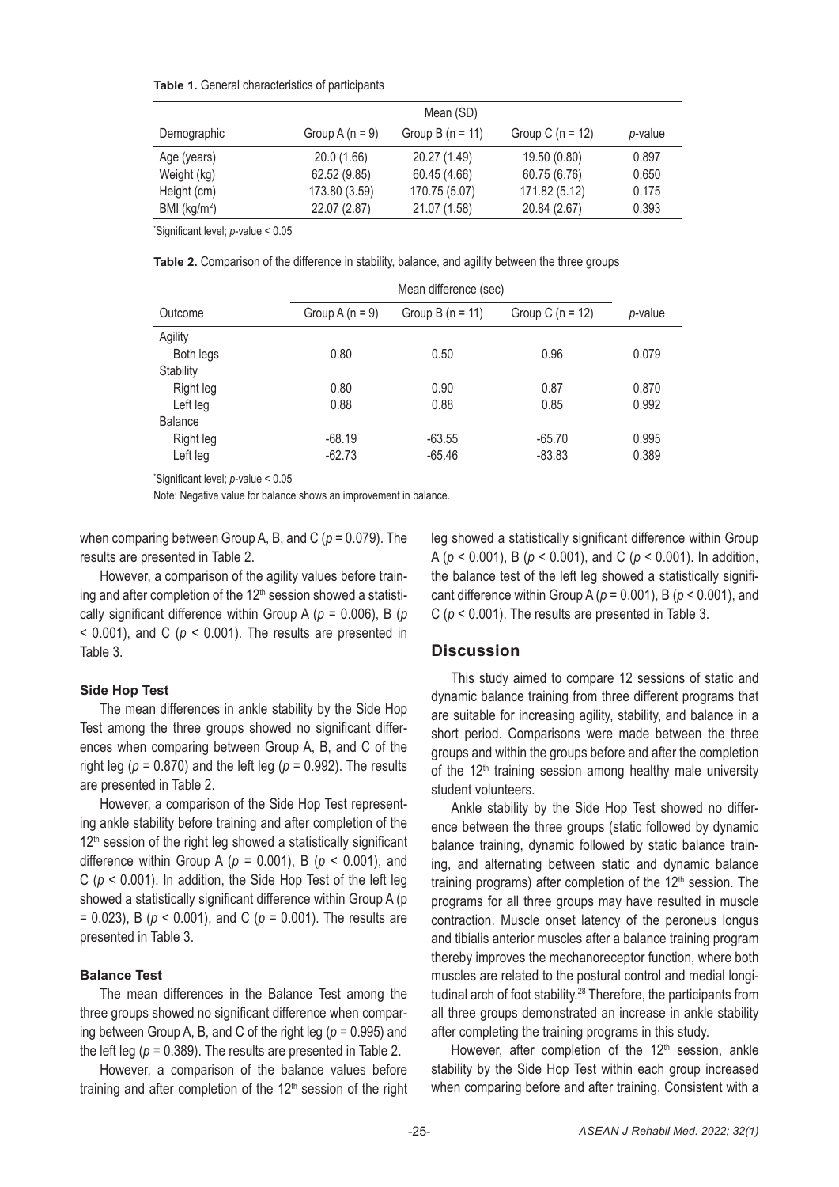**Table 1.** General characteristics of participants

| Demographic | Mean (SD) | | | *p*-value |
|---|---|---|---|---|
| | Group A (n = 9) | Group B (n = 11) | Group C (n = 12) | |
| Age (years) | 20.0 (1.66) | 20.27 (1.49) | 19.50 (0.80) | 0.897 |
| Weight (kg) | 62.52 (9.85) | 60.45 (4.66) | 60.75 (6.76) | 0.650 |
| Height (cm) | 173.80 (3.59) | 170.75 (5.07) | 171.82 (5.12) | 0.175 |
| BMI (kg/m$^2$) | 22.07 (2.87) | 21.07 (1.58) | 20.84 (2.67) | 0.393 |

*Significant level; *p*-value < 0.05

**Table 2.** Comparison of the difference in stability, balance, and agility between the three groups

| Outcome | Mean difference (sec) | | | *p*-value |
|---|---|---|---|---|
| | Group A (n = 9) | Group B (n = 11) | Group C (n = 12) | |
| Agility | | | | |
| Both legs | 0.80 | 0.50 | 0.96 | 0.079 |
| Stability | | | | |
| Right leg | 0.80 | 0.90 | 0.87 | 0.870 |
| Left leg | 0.88 | 0.88 | 0.85 | 0.992 |
| Balance | | | | |
| Right leg | -68.19 | -63.55 | -65.70 | 0.995 |
| Left leg | -62.73 | -65.46 | -83.83 | 0.389 |

*Significant level; *p*-value < 0.05

Note: Negative value for balance shows an improvement in balance.

when comparing between Group A, B, and C ($p = 0.079$). The results are presented in Table 2.

However, a comparison of the agility values before training and after completion of the 12th session showed a statistically significant difference within Group A ($p = 0.006$), B ($p < 0.001$), and C ($p < 0.001$). The results are presented in Table 3.

### Side Hop Test

The mean differences in ankle stability by the Side Hop Test among the three groups showed no significant differences when comparing between Group A, B, and C of the right leg ($p = 0.870$) and the left leg ($p = 0.992$). The results are presented in Table 2.

However, a comparison of the Side Hop Test representing ankle stability before training and after completion of the 12th session of the right leg showed a statistically significant difference within Group A ($p = 0.001$), B ($p < 0.001$), and C ($p < 0.001$). In addition, the Side Hop Test of the left leg showed a statistically significant difference within Group A ($p = 0.023$), B ($p < 0.001$), and C ($p = 0.001$). The results are presented in Table 3.

### Balance Test

The mean differences in the Balance Test among the three groups showed no significant difference when comparing between Group A, B, and C of the right leg ($p = 0.995$) and the left leg ($p = 0.389$). The results are presented in Table 2.

However, a comparison of the balance values before training and after completion of the 12th session of the right leg showed a statistically significant difference within Group A ($p < 0.001$), B ($p < 0.001$), and C ($p < 0.001$). In addition, the balance test of the left leg showed a statistically significant difference within Group A ($p = 0.001$), B ($p < 0.001$), and C ($p < 0.001$). The results are presented in Table 3.

## Discussion

This study aimed to compare 12 sessions of static and dynamic balance training from three different programs that are suitable for increasing agility, stability, and balance in a short period. Comparisons were made between the three groups and within the groups before and after the completion of the 12th training session among healthy male university student volunteers.

Ankle stability by the Side Hop Test showed no difference between the three groups (static followed by dynamic balance training, dynamic followed by static balance training, and alternating between static and dynamic balance training programs) after completion of the 12th session. The programs for all three groups may have resulted in muscle contraction. Muscle onset latency of the peroneus longus and tibialis anterior muscles after a balance training program thereby improves the mechanoreceptor function, where both muscles are related to the postural control and medial longitudinal arch of foot stability.[28] Therefore, the participants from all three groups demonstrated an increase in ankle stability after completing the training programs in this study.

However, after completion of the 12th session, ankle stability by the Side Hop Test within each group increased when comparing before and after training. Consistent with a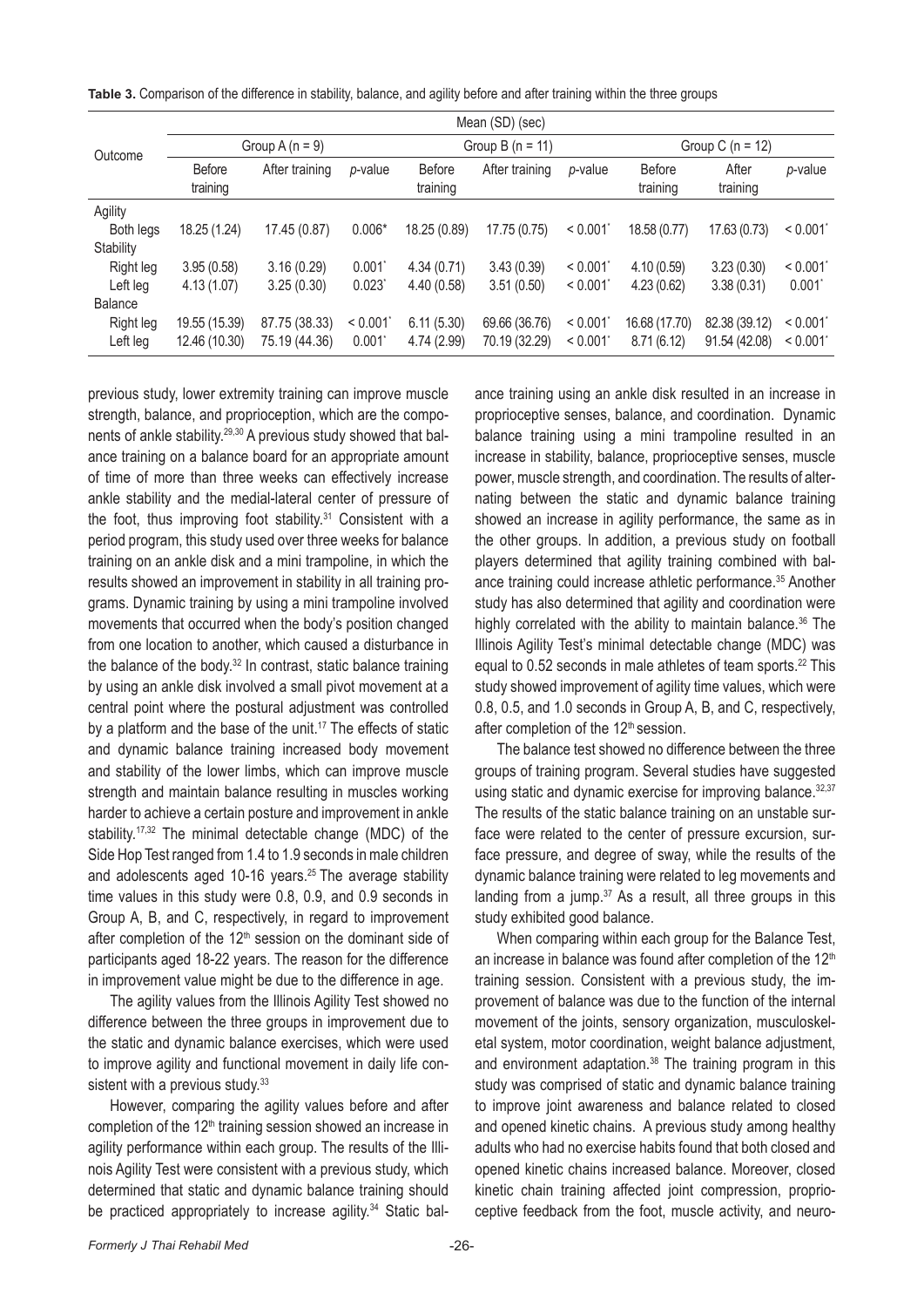**Table 3.** Comparison of the difference in stability, balance, and agility before and after training within the three groups

| Outcome | Mean (SD) (sec) | | | | | | | | |
|---|---|---|---|---|---|---|---|---|---|
| | Group A (n = 9) | | | Group B (n = 11) | | | Group C (n = 12) | | |
| | Before training | After training | *p*-value | Before training | After training | *p*-value | Before training | After training | *p*-value |
| Agility | | | | | | | | | |
| Both legs | 18.25 (1.24) | 17.45 (0.87) | 0.006* | 18.25 (0.89) | 17.75 (0.75) | < 0.001* | 18.58 (0.77) | 17.63 (0.73) | < 0.001* |
| Stability | | | | | | | | | |
| Right leg | 3.95 (0.58) | 3.16 (0.29) | 0.001* | 4.34 (0.71) | 3.43 (0.39) | < 0.001* | 4.10 (0.59) | 3.23 (0.30) | < 0.001* |
| Left leg | 4.13 (1.07) | 3.25 (0.30) | 0.023* | 4.40 (0.58) | 3.51 (0.50) | < 0.001* | 4.23 (0.62) | 3.38 (0.31) | 0.001* |
| Balance | | | | | | | | | |
| Right leg | 19.55 (15.39) | 87.75 (38.33) | < 0.001* | 6.11 (5.30) | 69.66 (36.76) | < 0.001* | 16.68 (17.70) | 82.38 (39.12) | < 0.001* |
| Left leg | 12.46 (10.30) | 75.19 (44.36) | 0.001* | 4.74 (2.99) | 70.19 (32.29) | < 0.001* | 8.71 (6.12) | 91.54 (42.08) | < 0.001* |

previous study, lower extremity training can improve muscle strength, balance, and proprioception, which are the components of ankle stability.[29,30] A previous study showed that balance training on a balance board for an appropriate amount of time of more than three weeks can effectively increase ankle stability and the medial-lateral center of pressure of the foot, thus improving foot stability.[31] Consistent with a period program, this study used over three weeks for balance training on an ankle disk and a mini trampoline, in which the results showed an improvement in stability in all training programs. Dynamic training by using a mini trampoline involved movements that occurred when the body's position changed from one location to another, which caused a disturbance in the balance of the body.[32] In contrast, static balance training by using an ankle disk involved a small pivot movement at a central point where the postural adjustment was controlled by a platform and the base of the unit.[17] The effects of static and dynamic balance training increased body movement and stability of the lower limbs, which can improve muscle strength and maintain balance resulting in muscles working harder to achieve a certain posture and improvement in ankle stability.[17,32] The minimal detectable change (MDC) of the Side Hop Test ranged from 1.4 to 1.9 seconds in male children and adolescents aged 10-16 years.[25] The average stability time values in this study were 0.8, 0.9, and 0.9 seconds in Group A, B, and C, respectively, in regard to improvement after completion of the 12th session on the dominant side of participants aged 18-22 years. The reason for the difference in improvement value might be due to the difference in age.

The agility values from the Illinois Agility Test showed no difference between the three groups in improvement due to the static and dynamic balance exercises, which were used to improve agility and functional movement in daily life consistent with a previous study.[33]

However, comparing the agility values before and after completion of the 12th training session showed an increase in agility performance within each group. The results of the Illinois Agility Test were consistent with a previous study, which determined that static and dynamic balance training should be practiced appropriately to increase agility.[34] Static balance training using an ankle disk resulted in an increase in proprioceptive senses, balance, and coordination. Dynamic balance training using a mini trampoline resulted in an increase in stability, balance, proprioceptive senses, muscle power, muscle strength, and coordination. The results of alternating between the static and dynamic balance training showed an increase in agility performance, the same as in the other groups. In addition, a previous study on football players determined that agility training combined with balance training could increase athletic performance.[35] Another study has also determined that agility and coordination were highly correlated with the ability to maintain balance.[36] The Illinois Agility Test's minimal detectable change (MDC) was equal to 0.52 seconds in male athletes of team sports.[22] This study showed improvement of agility time values, which were 0.8, 0.5, and 1.0 seconds in Group A, B, and C, respectively, after completion of the 12th session.

The balance test showed no difference between the three groups of training program. Several studies have suggested using static and dynamic exercise for improving balance.[32,37] The results of the static balance training on an unstable surface were related to the center of pressure excursion, surface pressure, and degree of sway, while the results of the dynamic balance training were related to leg movements and landing from a jump.[37] As a result, all three groups in this study exhibited good balance.

When comparing within each group for the Balance Test, an increase in balance was found after completion of the 12th training session. Consistent with a previous study, the improvement of balance was due to the function of the internal movement of the joints, sensory organization, musculoskeletal system, motor coordination, weight balance adjustment, and environment adaptation.[38] The training program in this study was comprised of static and dynamic balance training to improve joint awareness and balance related to closed and opened kinetic chains. A previous study among healthy adults who had no exercise habits found that both closed and opened kinetic chains increased balance. Moreover, closed kinetic chain training affected joint compression, proprioceptive feedback from the foot, muscle activity, and neuro-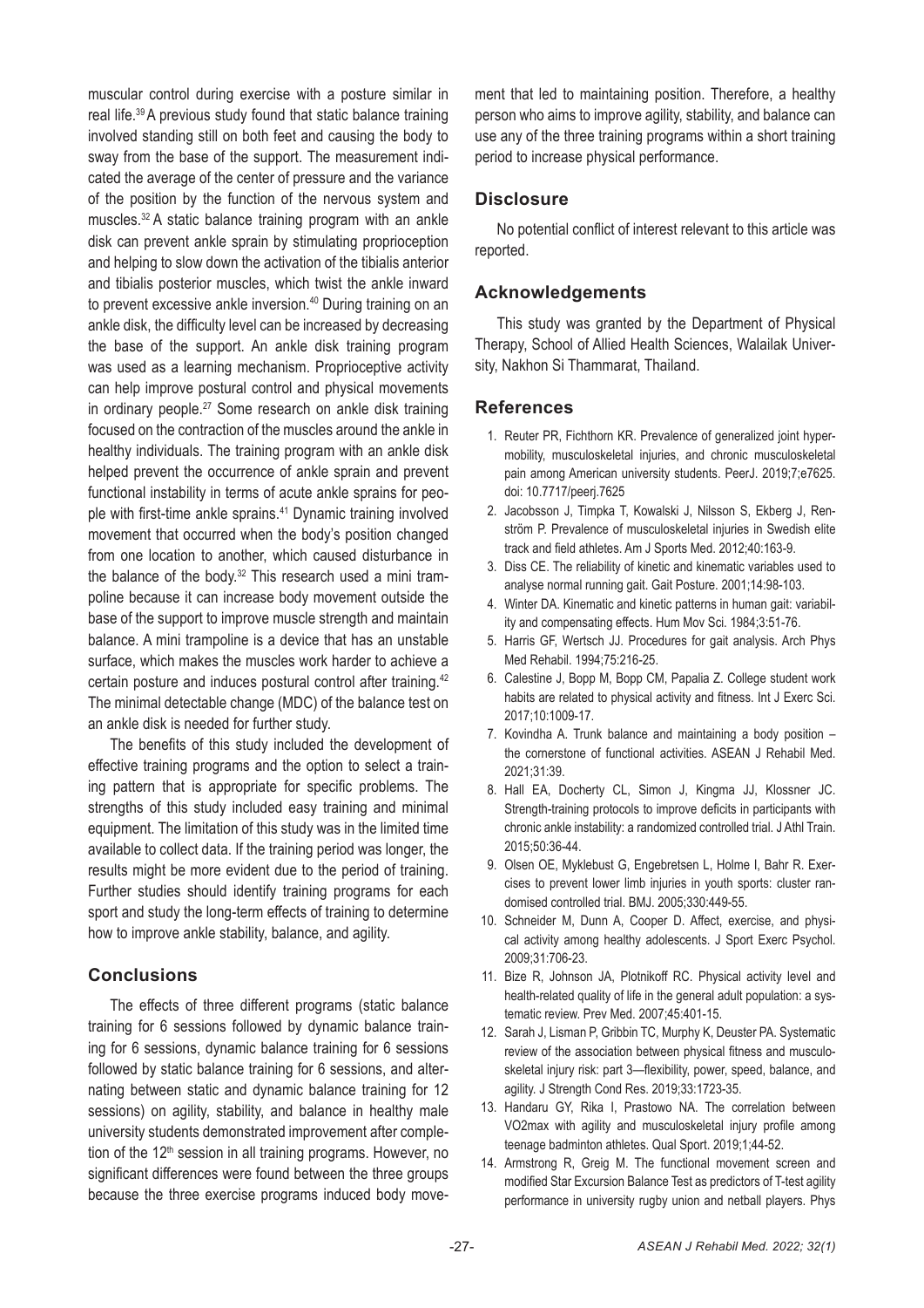muscular control during exercise with a posture similar in real life.[39] A previous study found that static balance training involved standing still on both feet and causing the body to sway from the base of the support. The measurement indicated the average of the center of pressure and the variance of the position by the function of the nervous system and muscles.[32] A static balance training program with an ankle disk can prevent ankle sprain by stimulating proprioception and helping to slow down the activation of the tibialis anterior and tibialis posterior muscles, which twist the ankle inward to prevent excessive ankle inversion.[40] During training on an ankle disk, the difficulty level can be increased by decreasing the base of the support. An ankle disk training program was used as a learning mechanism. Proprioceptive activity can help improve postural control and physical movements in ordinary people.[27] Some research on ankle disk training focused on the contraction of the muscles around the ankle in healthy individuals. The training program with an ankle disk helped prevent the occurrence of ankle sprain and prevent functional instability in terms of acute ankle sprains for people with first-time ankle sprains.[41] Dynamic training involved movement that occurred when the body's position changed from one location to another, which caused disturbance in the balance of the body.[32] This research used a mini trampoline because it can increase body movement outside the base of the support to improve muscle strength and maintain balance. A mini trampoline is a device that has an unstable surface, which makes the muscles work harder to achieve a certain posture and induces postural control after training.[42] The minimal detectable change (MDC) of the balance test on an ankle disk is needed for further study.

The benefits of this study included the development of effective training programs and the option to select a training pattern that is appropriate for specific problems. The strengths of this study included easy training and minimal equipment. The limitation of this study was in the limited time available to collect data. If the training period was longer, the results might be more evident due to the period of training. Further studies should identify training programs for each sport and study the long-term effects of training to determine how to improve ankle stability, balance, and agility.

## Conclusions

The effects of three different programs (static balance training for 6 sessions followed by dynamic balance training for 6 sessions, dynamic balance training for 6 sessions followed by static balance training for 6 sessions, and alternating between static and dynamic balance training for 12 sessions) on agility, stability, and balance in healthy male university students demonstrated improvement after completion of the 12th session in all training programs. However, no significant differences were found between the three groups because the three exercise programs induced body movement that led to maintaining position. Therefore, a healthy person who aims to improve agility, stability, and balance can use any of the three training programs within a short training period to increase physical performance.

## Disclosure

No potential conflict of interest relevant to this article was reported.

## Acknowledgements

This study was granted by the Department of Physical Therapy, School of Allied Health Sciences, Walailak University, Nakhon Si Thammarat, Thailand.

## References

1. Reuter PR, Fichthorn KR. Prevalence of generalized joint hypermobility, musculoskeletal injuries, and chronic musculoskeletal pain among American university students. PeerJ. 2019;7;e7625. doi: 10.7717/peerj.7625
2. Jacobsson J, Timpka T, Kowalski J, Nilsson S, Ekberg J, Renström P. Prevalence of musculoskeletal injuries in Swedish elite track and field athletes. Am J Sports Med. 2012;40:163-9.
3. Diss CE. The reliability of kinetic and kinematic variables used to analyse normal running gait. Gait Posture. 2001;14:98-103.
4. Winter DA. Kinematic and kinetic patterns in human gait: variability and compensating effects. Hum Mov Sci. 1984;3:51-76.
5. Harris GF, Wertsch JJ. Procedures for gait analysis. Arch Phys Med Rehabil. 1994;75:216-25.
6. Calestine J, Bopp M, Bopp CM, Papalia Z. College student work habits are related to physical activity and fitness. Int J Exerc Sci. 2017;10:1009-17.
7. Kovindha A. Trunk balance and maintaining a body position – the cornerstone of functional activities. ASEAN J Rehabil Med. 2021;31:39.
8. Hall EA, Docherty CL, Simon J, Kingma JJ, Klossner JC. Strength-training protocols to improve deficits in participants with chronic ankle instability: a randomized controlled trial. J Athl Train. 2015;50:36-44.
9. Olsen OE, Myklebust G, Engebretsen L, Holme I, Bahr R. Exercises to prevent lower limb injuries in youth sports: cluster randomised controlled trial. BMJ. 2005;330:449-55.
10. Schneider M, Dunn A, Cooper D. Affect, exercise, and physical activity among healthy adolescents. J Sport Exerc Psychol. 2009;31:706-23.
11. Bize R, Johnson JA, Plotnikoff RC. Physical activity level and health-related quality of life in the general adult population: a systematic review. Prev Med. 2007;45:401-15.
12. Sarah J, Lisman P, Gribbin TC, Murphy K, Deuster PA. Systematic review of the association between physical fitness and musculoskeletal injury risk: part 3—flexibility, power, speed, balance, and agility. J Strength Cond Res. 2019;33:1723-35.
13. Handaru GY, Rika I, Prastowo NA. The correlation between VO2max with agility and musculoskeletal injury profile among teenage badminton athletes. Qual Sport. 2019;1;44-52.
14. Armstrong R, Greig M. The functional movement screen and modified Star Excursion Balance Test as predictors of T-test agility performance in university rugby union and netball players. Phys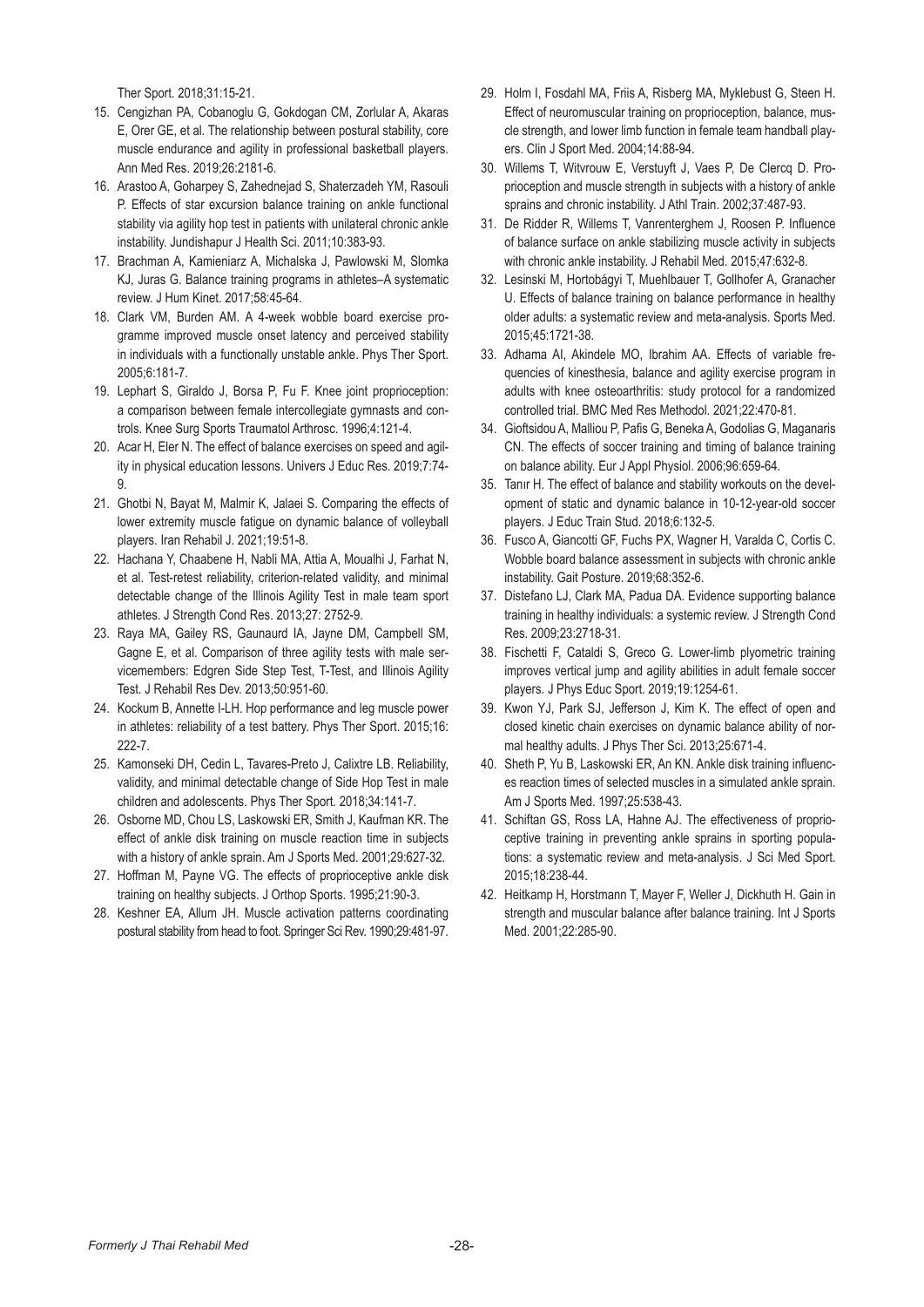Ther Sport. 2018;31:15-21.

15. Cengizhan PA, Cobanoglu G, Gokdogan CM, Zorlular A, Akaras E, Orer GE, et al. The relationship between postural stability, core muscle endurance and agility in professional basketball players. Ann Med Res. 2019;26:2181-6.
16. Arastoo A, Goharpey S, Zahednejad S, Shaterzadeh YM, Rasouli P. Effects of star excursion balance training on ankle functional stability via agility hop test in patients with unilateral chronic ankle instability. Jundishapur J Health Sci. 2011;10:383-93.
17. Brachman A, Kamieniarz A, Michalska J, Pawlowski M, Slomka KJ, Juras G. Balance training programs in athletes–A systematic review. J Hum Kinet. 2017;58:45-64.
18. Clark VM, Burden AM. A 4-week wobble board exercise programme improved muscle onset latency and perceived stability in individuals with a functionally unstable ankle. Phys Ther Sport. 2005;6:181-7.
19. Lephart S, Giraldo J, Borsa P, Fu F. Knee joint proprioception: a comparison between female intercollegiate gymnasts and controls. Knee Surg Sports Traumatol Arthrosc. 1996;4:121-4.
20. Acar H, Eler N. The effect of balance exercises on speed and agility in physical education lessons. Univers J Educ Res. 2019;7:74-9.
21. Ghotbi N, Bayat M, Malmir K, Jalaei S. Comparing the effects of lower extremity muscle fatigue on dynamic balance of volleyball players. Iran Rehabil J. 2021;19:51-8.
22. Hachana Y, Chaabene H, Nabli MA, Attia A, Moualhi J, Farhat N, et al. Test-retest reliability, criterion-related validity, and minimal detectable change of the Illinois Agility Test in male team sport athletes. J Strength Cond Res. 2013;27: 2752-9.
23. Raya MA, Gailey RS, Gaunaurd IA, Jayne DM, Campbell SM, Gagne E, et al. Comparison of three agility tests with male servicemembers: Edgren Side Step Test, T-Test, and Illinois Agility Test. J Rehabil Res Dev. 2013;50:951-60.
24. Kockum B, Annette I-LH. Hop performance and leg muscle power in athletes: reliability of a test battery. Phys Ther Sport. 2015;16: 222-7.
25. Kamonseki DH, Cedin L, Tavares-Preto J, Calixtre LB. Reliability, validity, and minimal detectable change of Side Hop Test in male children and adolescents. Phys Ther Sport. 2018;34:141-7.
26. Osborne MD, Chou LS, Laskowski ER, Smith J, Kaufman KR. The effect of ankle disk training on muscle reaction time in subjects with a history of ankle sprain. Am J Sports Med. 2001;29:627-32.
27. Hoffman M, Payne VG. The effects of proprioceptive ankle disk training on healthy subjects. J Orthop Sports. 1995;21:90-3.
28. Keshner EA, Allum JH. Muscle activation patterns coordinating postural stability from head to foot. Springer Sci Rev. 1990;29:481-97.
29. Holm I, Fosdahl MA, Friis A, Risberg MA, Myklebust G, Steen H. Effect of neuromuscular training on proprioception, balance, muscle strength, and lower limb function in female team handball players. Clin J Sport Med. 2004;14:88-94.
30. Willems T, Witvrouw E, Verstuyft J, Vaes P, De Clercq D. Proprioception and muscle strength in subjects with a history of ankle sprains and chronic instability. J Athl Train. 2002;37:487-93.
31. De Ridder R, Willems T, Vanrenterghem J, Roosen P. Influence of balance surface on ankle stabilizing muscle activity in subjects with chronic ankle instability. J Rehabil Med. 2015;47:632-8.
32. Lesinski M, Hortobágyi T, Muehlbauer T, Gollhofer A, Granacher U. Effects of balance training on balance performance in healthy older adults: a systematic review and meta-analysis. Sports Med. 2015;45:1721-38.
33. Adhama AI, Akindele MO, Ibrahim AA. Effects of variable frequencies of kinesthesia, balance and agility exercise program in adults with knee osteoarthritis: study protocol for a randomized controlled trial. BMC Med Res Methodol. 2021;22:470-81.
34. Gioftsidou A, Malliou P, Pafis G, Beneka A, Godolias G, Maganaris CN. The effects of soccer training and timing of balance training on balance ability. Eur J Appl Physiol. 2006;96:659-64.
35. Tanır H. The effect of balance and stability workouts on the development of static and dynamic balance in 10-12-year-old soccer players. J Educ Train Stud. 2018;6:132-5.
36. Fusco A, Giancotti GF, Fuchs PX, Wagner H, Varalda C, Cortis C. Wobble board balance assessment in subjects with chronic ankle instability. Gait Posture. 2019;68:352-6.
37. Distefano LJ, Clark MA, Padua DA. Evidence supporting balance training in healthy individuals: a systemic review. J Strength Cond Res. 2009;23:2718-31.
38. Fischetti F, Cataldi S, Greco G. Lower-limb plyometric training improves vertical jump and agility abilities in adult female soccer players. J Phys Educ Sport. 2019;19:1254-61.
39. Kwon YJ, Park SJ, Jefferson J, Kim K. The effect of open and closed kinetic chain exercises on dynamic balance ability of normal healthy adults. J Phys Ther Sci. 2013;25:671-4.
40. Sheth P, Yu B, Laskowski ER, An KN. Ankle disk training influences reaction times of selected muscles in a simulated ankle sprain. Am J Sports Med. 1997;25:538-43.
41. Schiftan GS, Ross LA, Hahne AJ. The effectiveness of proprioceptive training in preventing ankle sprains in sporting populations: a systematic review and meta-analysis. J Sci Med Sport. 2015;18:238-44.
42. Heitkamp H, Horstmann T, Mayer F, Weller J, Dickhuth H. Gain in strength and muscular balance after balance training. Int J Sports Med. 2001;22:285-90.